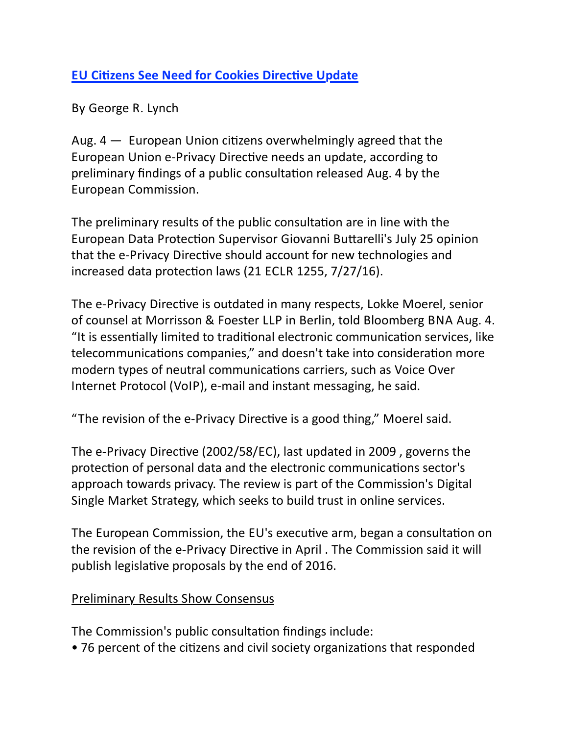# [EU Citizens See Need for Cookies Directive Update]()

By George R. Lynch

Aug. 4 — European Union citizens overwhelmingly agreed that the European Union e-Privacy Directive needs an update, according to preliminary findings of a public consultation released Aug. 4 by the European Commission.

The preliminary results of the public consultation are in line with the European Data Protection Supervisor Giovanni Buttarelli's July 25 opinion that the e-Privacy Directive should account for new technologies and increased data protection laws (21 ECLR 1255, 7/27/16).

The e-Privacy Directive is outdated in many respects, Lokke Moerel, senior of counsel at Morrisson & Foester LLP in Berlin, told Bloomberg BNA Aug. 4. "It is essentially limited to traditional electronic communication services, like telecommunications companies," and doesn't take into consideration more modern types of neutral communications carriers, such as Voice Over Internet Protocol (VoIP), e-mail and instant messaging, he said.

"The revision of the e-Privacy Directive is a good thing," Moerel said.

The e-Privacy Directive (2002/58/EC), last updated in 2009 , governs the protection of personal data and the electronic communications sector's approach towards privacy. The review is part of the Commission's Digital Single Market Strategy, which seeks to build trust in online services.

The European Commission, the EU's executive arm, began a consultation on the revision of the e-Privacy Directive in April . The Commission said it will publish legislative proposals by the end of 2016.

## Preliminary Results Show Consensus

The Commission's public consultation findings include:

- 76 percent of the citizens and civil society organizations that responded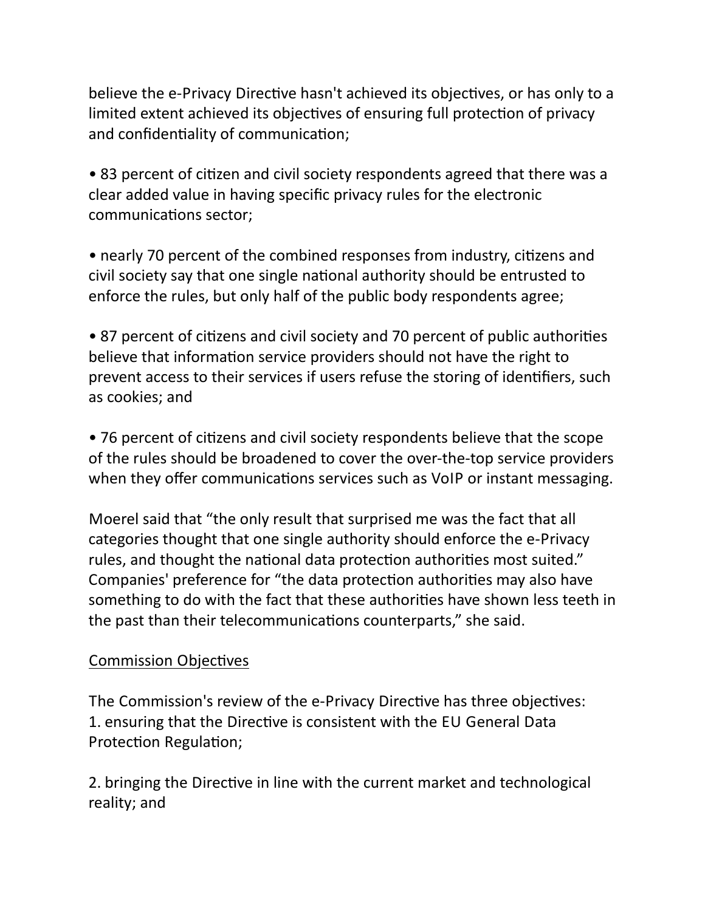believe the e-Privacy Directive hasn't achieved its objectives, or has only to a limited extent achieved its objectives of ensuring full protection of privacy and confidentiality of communication;

- 83 percent of citizen and civil society respondents agreed that there was a clear added value in having specific privacy rules for the electronic communications sector;

- nearly 70 percent of the combined responses from industry, citizens and civil society say that one single national authority should be entrusted to enforce the rules, but only half of the public body respondents agree;

- 87 percent of citizens and civil society and 70 percent of public authorities believe that information service providers should not have the right to prevent access to their services if users refuse the storing of identifiers, such as cookies; and

- 76 percent of citizens and civil society respondents believe that the scope of the rules should be broadened to cover the over-the-top service providers when they offer communications services such as VoIP or instant messaging.

Moerel said that "the only result that surprised me was the fact that all categories thought that one single authority should enforce the e-Privacy rules, and thought the national data protection authorities most suited." Companies' preference for "the data protection authorities may also have something to do with the fact that these authorities have shown less teeth in the past than their telecommunications counterparts," she said.

<u>Commission Objectives</u>

The Commission's review of the e-Privacy Directive has three objectives:

1. ensuring that the Directive is consistent with the EU General Data Protection Regulation;

2. bringing the Directive in line with the current market and technological reality; and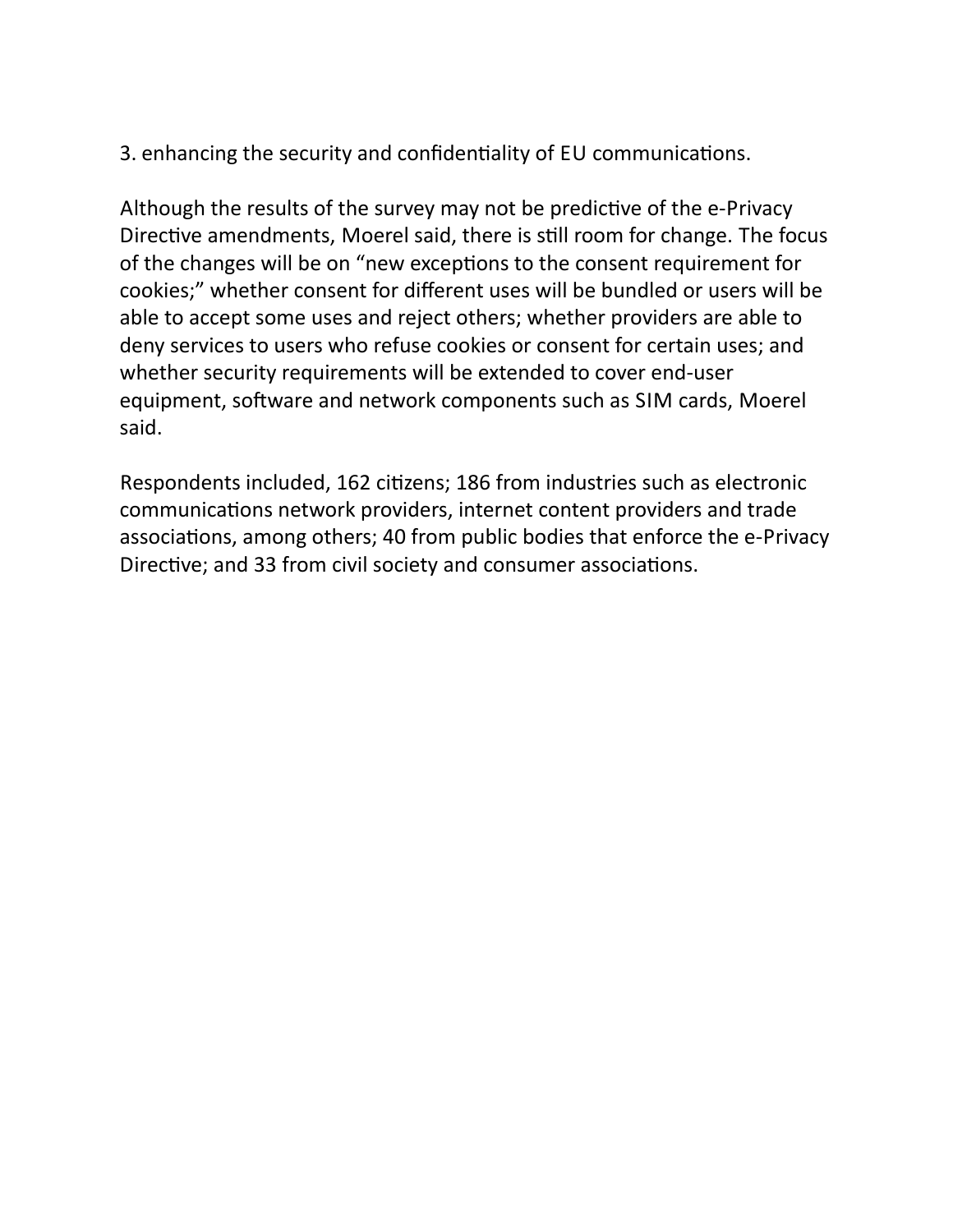3. enhancing the security and confidentiality of EU communications.

Although the results of the survey may not be predictive of the e-Privacy Directive amendments, Moerel said, there is still room for change. The focus of the changes will be on “new exceptions to the consent requirement for cookies;” whether consent for different uses will be bundled or users will be able to accept some uses and reject others; whether providers are able to deny services to users who refuse cookies or consent for certain uses; and whether security requirements will be extended to cover end-user equipment, software and network components such as SIM cards, Moerel said.

Respondents included, 162 citizens; 186 from industries such as electronic communications network providers, internet content providers and trade associations, among others; 40 from public bodies that enforce the e-Privacy Directive; and 33 from civil society and consumer associations.